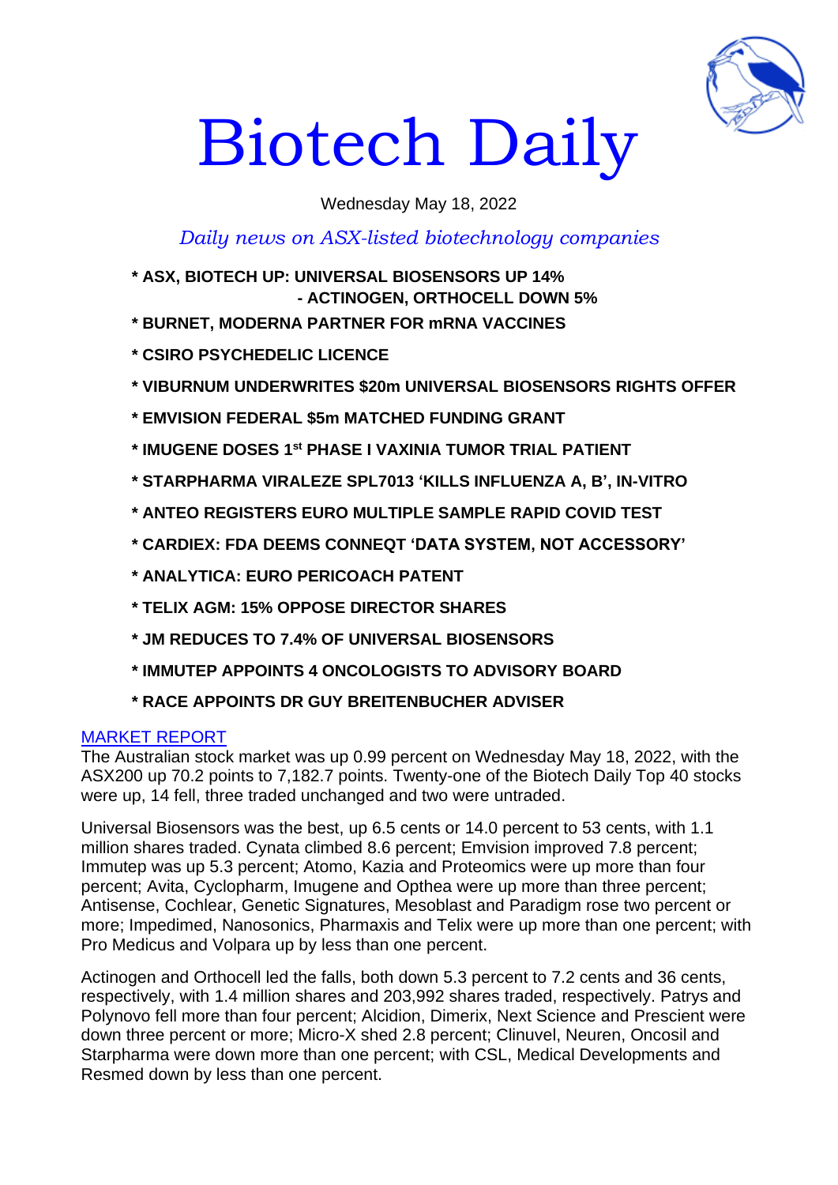# Biotech Daily

Wednesday May 18, 2022

*Daily news on ASX-listed biotechnology companies*

**\* ASX, BIOTECH UP: UNIVERSAL BIOSENSORS UP 14%**
**- ACTINOGEN, ORTHOCELL DOWN 5%**

**\* BURNET, MODERNA PARTNER FOR mRNA VACCINES**

**\* CSIRO PSYCHEDELIC LICENCE**

**\* VIBURNUM UNDERWRITES $20m UNIVERSAL BIOSENSORS RIGHTS OFFER**

**\* EMVISION FEDERAL $5m MATCHED FUNDING GRANT**

**\* IMUGENE DOSES 1st PHASE I VAXINIA TUMOR TRIAL PATIENT**

**\* STARPHARMA VIRALEZE SPL7013 'KILLS INFLUENZA A, B', IN-VITRO**

**\* ANTEO REGISTERS EURO MULTIPLE SAMPLE RAPID COVID TEST**

**\* CARDIEX: FDA DEEMS CONNEQT 'DATA SYSTEM, NOT ACCESSORY'**

**\* ANALYTICA: EURO PERICOACH PATENT**

**\* TELIX AGM: 15% OPPOSE DIRECTOR SHARES**

**\* JM REDUCES TO 7.4% OF UNIVERSAL BIOSENSORS**

**\* IMMUTEP APPOINTS 4 ONCOLOGISTS TO ADVISORY BOARD**

**\* RACE APPOINTS DR GUY BREITENBUCHER ADVISER**

## MARKET REPORT

The Australian stock market was up 0.99 percent on Wednesday May 18, 2022, with the ASX200 up 70.2 points to 7,182.7 points. Twenty-one of the Biotech Daily Top 40 stocks were up, 14 fell, three traded unchanged and two were untraded.

Universal Biosensors was the best, up 6.5 cents or 14.0 percent to 53 cents, with 1.1 million shares traded. Cynata climbed 8.6 percent; Emvision improved 7.8 percent; Immutep was up 5.3 percent; Atomo, Kazia and Proteomics were up more than four percent; Avita, Cyclopharm, Imugene and Opthea were up more than three percent; Antisense, Cochlear, Genetic Signatures, Mesoblast and Paradigm rose two percent or more; Impedimed, Nanosonics, Pharmaxis and Telix were up more than one percent; with Pro Medicus and Volpara up by less than one percent.

Actinogen and Orthocell led the falls, both down 5.3 percent to 7.2 cents and 36 cents, respectively, with 1.4 million shares and 203,992 shares traded, respectively. Patrys and Polynovo fell more than four percent; Alcidion, Dimerix, Next Science and Prescient were down three percent or more; Micro-X shed 2.8 percent; Clinuvel, Neuren, Oncosil and Starpharma were down more than one percent; with CSL, Medical Developments and Resmed down by less than one percent.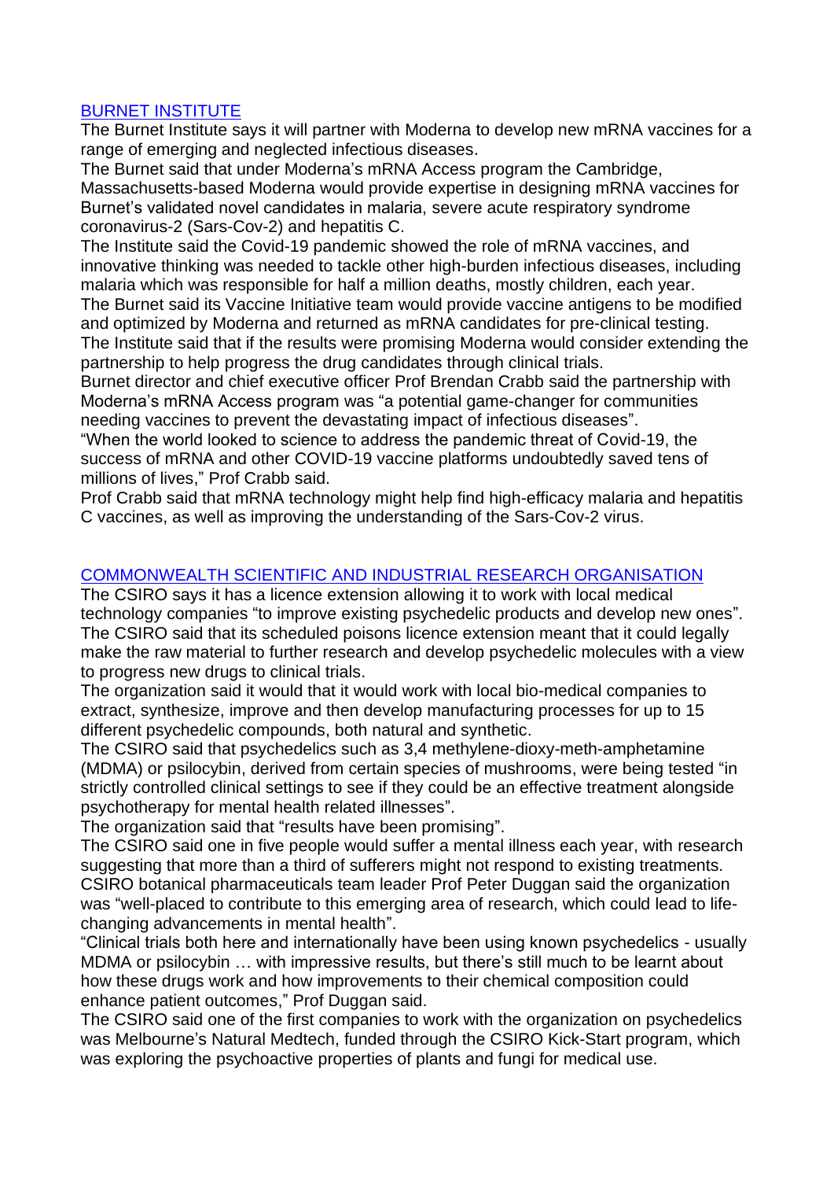## BURNET INSTITUTE

The Burnet Institute says it will partner with Moderna to develop new mRNA vaccines for a range of emerging and neglected infectious diseases.

The Burnet said that under Moderna's mRNA Access program the Cambridge, Massachusetts-based Moderna would provide expertise in designing mRNA vaccines for Burnet's validated novel candidates in malaria, severe acute respiratory syndrome coronavirus-2 (Sars-Cov-2) and hepatitis C.

The Institute said the Covid-19 pandemic showed the role of mRNA vaccines, and innovative thinking was needed to tackle other high-burden infectious diseases, including malaria which was responsible for half a million deaths, mostly children, each year.

The Burnet said its Vaccine Initiative team would provide vaccine antigens to be modified and optimized by Moderna and returned as mRNA candidates for pre-clinical testing.

The Institute said that if the results were promising Moderna would consider extending the partnership to help progress the drug candidates through clinical trials.

Burnet director and chief executive officer Prof Brendan Crabb said the partnership with Moderna's mRNA Access program was "a potential game-changer for communities needing vaccines to prevent the devastating impact of infectious diseases".

"When the world looked to science to address the pandemic threat of Covid-19, the success of mRNA and other COVID-19 vaccine platforms undoubtedly saved tens of millions of lives," Prof Crabb said.

Prof Crabb said that mRNA technology might help find high-efficacy malaria and hepatitis C vaccines, as well as improving the understanding of the Sars-Cov-2 virus.

## COMMONWEALTH SCIENTIFIC AND INDUSTRIAL RESEARCH ORGANISATION

The CSIRO says it has a licence extension allowing it to work with local medical technology companies "to improve existing psychedelic products and develop new ones".

The CSIRO said that its scheduled poisons licence extension meant that it could legally make the raw material to further research and develop psychedelic molecules with a view to progress new drugs to clinical trials.

The organization said it would that it would work with local bio-medical companies to extract, synthesize, improve and then develop manufacturing processes for up to 15 different psychedelic compounds, both natural and synthetic.

The CSIRO said that psychedelics such as 3,4 methylene-dioxy-meth-amphetamine (MDMA) or psilocybin, derived from certain species of mushrooms, were being tested "in strictly controlled clinical settings to see if they could be an effective treatment alongside psychotherapy for mental health related illnesses".

The organization said that "results have been promising".

The CSIRO said one in five people would suffer a mental illness each year, with research suggesting that more than a third of sufferers might not respond to existing treatments.

CSIRO botanical pharmaceuticals team leader Prof Peter Duggan said the organization was "well-placed to contribute to this emerging area of research, which could lead to life-changing advancements in mental health".

"Clinical trials both here and internationally have been using known psychedelics - usually MDMA or psilocybin … with impressive results, but there's still much to be learnt about how these drugs work and how improvements to their chemical composition could enhance patient outcomes," Prof Duggan said.

The CSIRO said one of the first companies to work with the organization on psychedelics was Melbourne's Natural Medtech, funded through the CSIRO Kick-Start program, which was exploring the psychoactive properties of plants and fungi for medical use.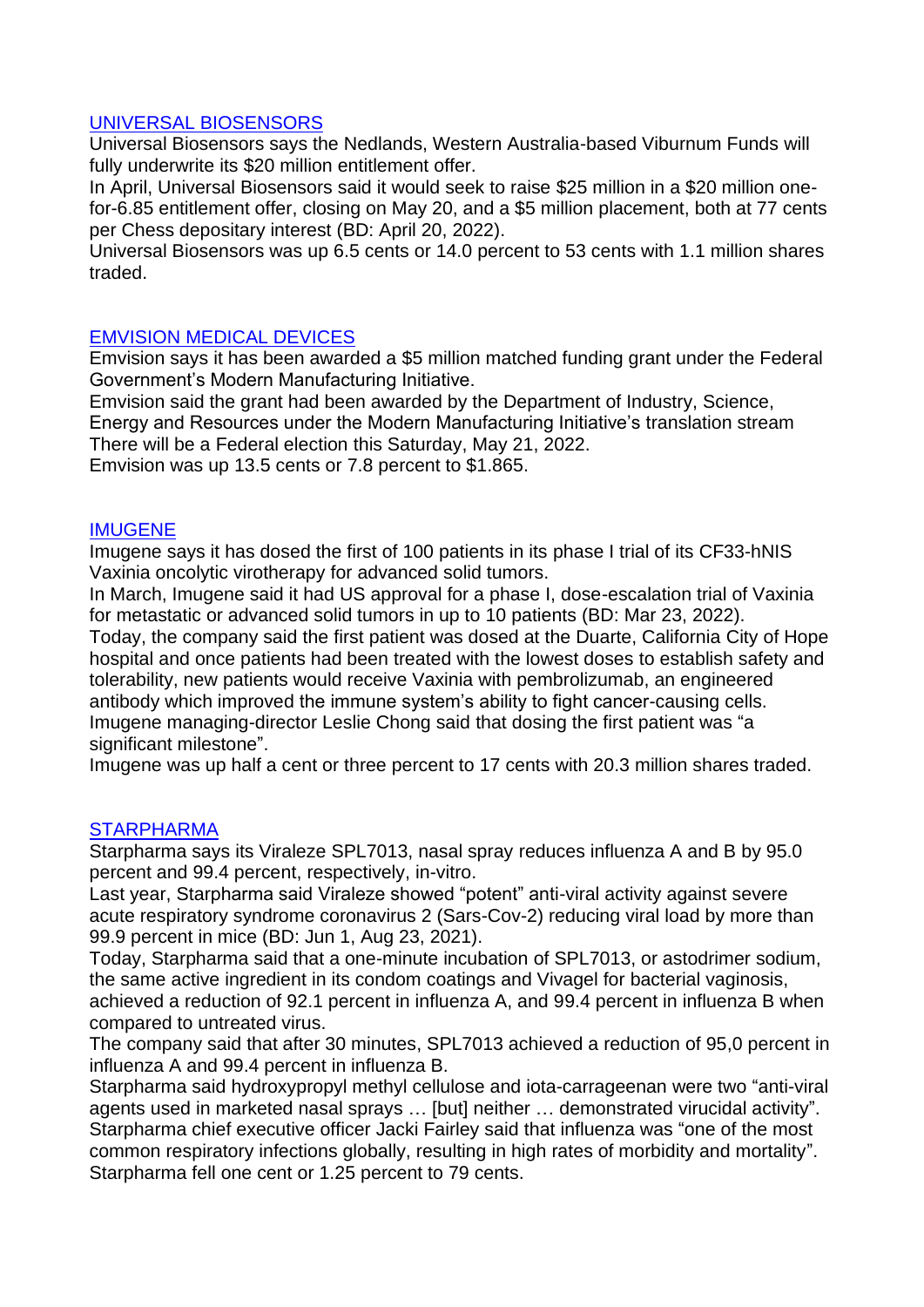## UNIVERSAL BIOSENSORS

Universal Biosensors says the Nedlands, Western Australia-based Viburnum Funds will fully underwrite its $20 million entitlement offer.

In April, Universal Biosensors said it would seek to raise $25 million in a $20 million one-for-6.85 entitlement offer, closing on May 20, and a $5 million placement, both at 77 cents per Chess depositary interest (BD: April 20, 2022).

Universal Biosensors was up 6.5 cents or 14.0 percent to 53 cents with 1.1 million shares traded.

## EMVISION MEDICAL DEVICES

Emvision says it has been awarded a $5 million matched funding grant under the Federal Government's Modern Manufacturing Initiative.

Emvision said the grant had been awarded by the Department of Industry, Science, Energy and Resources under the Modern Manufacturing Initiative's translation stream

There will be a Federal election this Saturday, May 21, 2022.

Emvision was up 13.5 cents or 7.8 percent to $1.865.

## IMUGENE

Imugene says it has dosed the first of 100 patients in its phase I trial of its CF33-hNIS Vaxinia oncolytic virotherapy for advanced solid tumors.

In March, Imugene said it had US approval for a phase I, dose-escalation trial of Vaxinia for metastatic or advanced solid tumors in up to 10 patients (BD: Mar 23, 2022).

Today, the company said the first patient was dosed at the Duarte, California City of Hope hospital and once patients had been treated with the lowest doses to establish safety and tolerability, new patients would receive Vaxinia with pembrolizumab, an engineered antibody which improved the immune system's ability to fight cancer-causing cells.

Imugene managing-director Leslie Chong said that dosing the first patient was "a significant milestone".

Imugene was up half a cent or three percent to 17 cents with 20.3 million shares traded.

## STARPHARMA

Starpharma says its Viraleze SPL7013, nasal spray reduces influenza A and B by 95.0 percent and 99.4 percent, respectively, in-vitro.

Last year, Starpharma said Viraleze showed "potent" anti-viral activity against severe acute respiratory syndrome coronavirus 2 (Sars-Cov-2) reducing viral load by more than 99.9 percent in mice (BD: Jun 1, Aug 23, 2021).

Today, Starpharma said that a one-minute incubation of SPL7013, or astodrimer sodium, the same active ingredient in its condom coatings and Vivagel for bacterial vaginosis, achieved a reduction of 92.1 percent in influenza A, and 99.4 percent in influenza B when compared to untreated virus.

The company said that after 30 minutes, SPL7013 achieved a reduction of 95,0 percent in influenza A and 99.4 percent in influenza B.

Starpharma said hydroxypropyl methyl cellulose and iota-carrageenan were two "anti-viral agents used in marketed nasal sprays … [but] neither … demonstrated virucidal activity".

Starpharma chief executive officer Jacki Fairley said that influenza was "one of the most common respiratory infections globally, resulting in high rates of morbidity and mortality".

Starpharma fell one cent or 1.25 percent to 79 cents.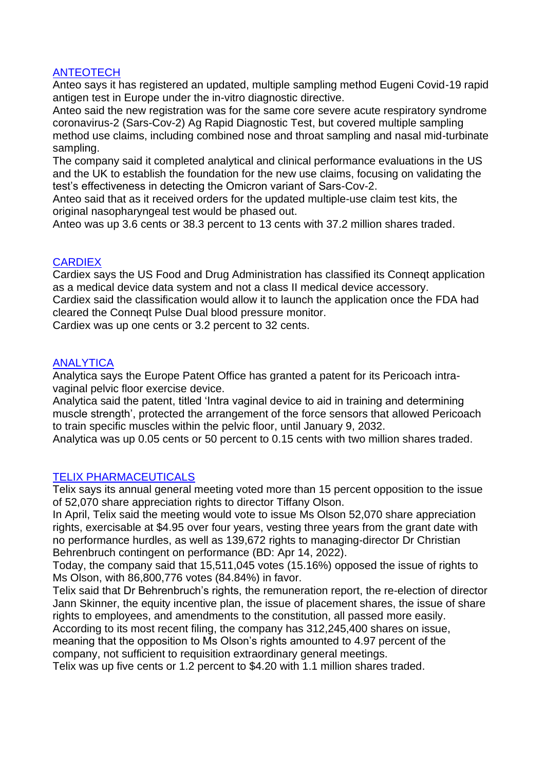[ANTEOTECH]

Anteo says it has registered an updated, multiple sampling method Eugeni Covid-19 rapid antigen test in Europe under the in-vitro diagnostic directive.

Anteo said the new registration was for the same core severe acute respiratory syndrome coronavirus-2 (Sars-Cov-2) Ag Rapid Diagnostic Test, but covered multiple sampling method use claims, including combined nose and throat sampling and nasal mid-turbinate sampling.

The company said it completed analytical and clinical performance evaluations in the US and the UK to establish the foundation for the new use claims, focusing on validating the test's effectiveness in detecting the Omicron variant of Sars-Cov-2.

Anteo said that as it received orders for the updated multiple-use claim test kits, the original nasopharyngeal test would be phased out.

Anteo was up 3.6 cents or 38.3 percent to 13 cents with 37.2 million shares traded.

[CARDIEX]

Cardiex says the US Food and Drug Administration has classified its Conneqt application as a medical device data system and not a class II medical device accessory.

Cardiex said the classification would allow it to launch the application once the FDA had cleared the Conneqt Pulse Dual blood pressure monitor.

Cardiex was up one cents or 3.2 percent to 32 cents.

[ANALYTICA]

Analytica says the Europe Patent Office has granted a patent for its Pericoach intra-vaginal pelvic floor exercise device.

Analytica said the patent, titled 'Intra vaginal device to aid in training and determining muscle strength', protected the arrangement of the force sensors that allowed Pericoach to train specific muscles within the pelvic floor, until January 9, 2032.

Analytica was up 0.05 cents or 50 percent to 0.15 cents with two million shares traded.

[TELIX PHARMACEUTICALS]

Telix says its annual general meeting voted more than 15 percent opposition to the issue of 52,070 share appreciation rights to director Tiffany Olson.

In April, Telix said the meeting would vote to issue Ms Olson 52,070 share appreciation rights, exercisable at $4.95 over four years, vesting three years from the grant date with no performance hurdles, as well as 139,672 rights to managing-director Dr Christian Behrenbruch contingent on performance (BD: Apr 14, 2022).

Today, the company said that 15,511,045 votes (15.16%) opposed the issue of rights to Ms Olson, with 86,800,776 votes (84.84%) in favor.

Telix said that Dr Behrenbruch's rights, the remuneration report, the re-election of director Jann Skinner, the equity incentive plan, the issue of placement shares, the issue of share rights to employees, and amendments to the constitution, all passed more easily.

According to its most recent filing, the company has 312,245,400 shares on issue, meaning that the opposition to Ms Olson's rights amounted to 4.97 percent of the company, not sufficient to requisition extraordinary general meetings.

Telix was up five cents or 1.2 percent to $4.20 with 1.1 million shares traded.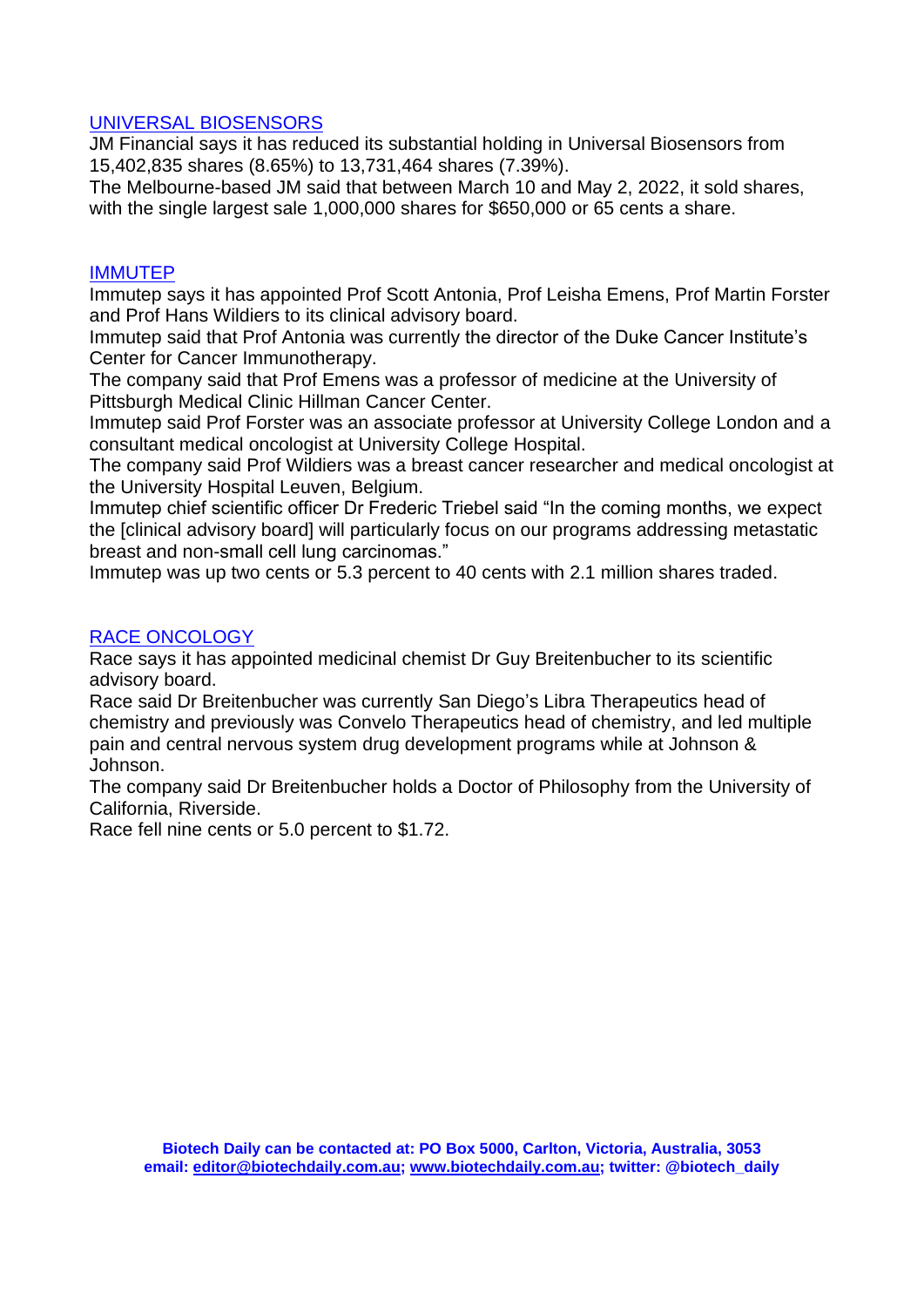## UNIVERSAL BIOSENSORS

JM Financial says it has reduced its substantial holding in Universal Biosensors from 15,402,835 shares (8.65%) to 13,731,464 shares (7.39%).

The Melbourne-based JM said that between March 10 and May 2, 2022, it sold shares, with the single largest sale 1,000,000 shares for $650,000 or 65 cents a share.

## IMMUTEP

Immutep says it has appointed Prof Scott Antonia, Prof Leisha Emens, Prof Martin Forster and Prof Hans Wildiers to its clinical advisory board.

Immutep said that Prof Antonia was currently the director of the Duke Cancer Institute's Center for Cancer Immunotherapy.

The company said that Prof Emens was a professor of medicine at the University of Pittsburgh Medical Clinic Hillman Cancer Center.

Immutep said Prof Forster was an associate professor at University College London and a consultant medical oncologist at University College Hospital.

The company said Prof Wildiers was a breast cancer researcher and medical oncologist at the University Hospital Leuven, Belgium.

Immutep chief scientific officer Dr Frederic Triebel said "In the coming months, we expect the [clinical advisory board] will particularly focus on our programs addressing metastatic breast and non-small cell lung carcinomas."

Immutep was up two cents or 5.3 percent to 40 cents with 2.1 million shares traded.

## RACE ONCOLOGY

Race says it has appointed medicinal chemist Dr Guy Breitenbucher to its scientific advisory board.

Race said Dr Breitenbucher was currently San Diego's Libra Therapeutics head of chemistry and previously was Convelo Therapeutics head of chemistry, and led multiple pain and central nervous system drug development programs while at Johnson & Johnson.

The company said Dr Breitenbucher holds a Doctor of Philosophy from the University of California, Riverside.

Race fell nine cents or 5.0 percent to $1.72.

**Biotech Daily can be contacted at: PO Box 5000, Carlton, Victoria, Australia, 3053**
**email: editor@biotechdaily.com.au; www.biotechdaily.com.au; twitter: @biotech_daily**